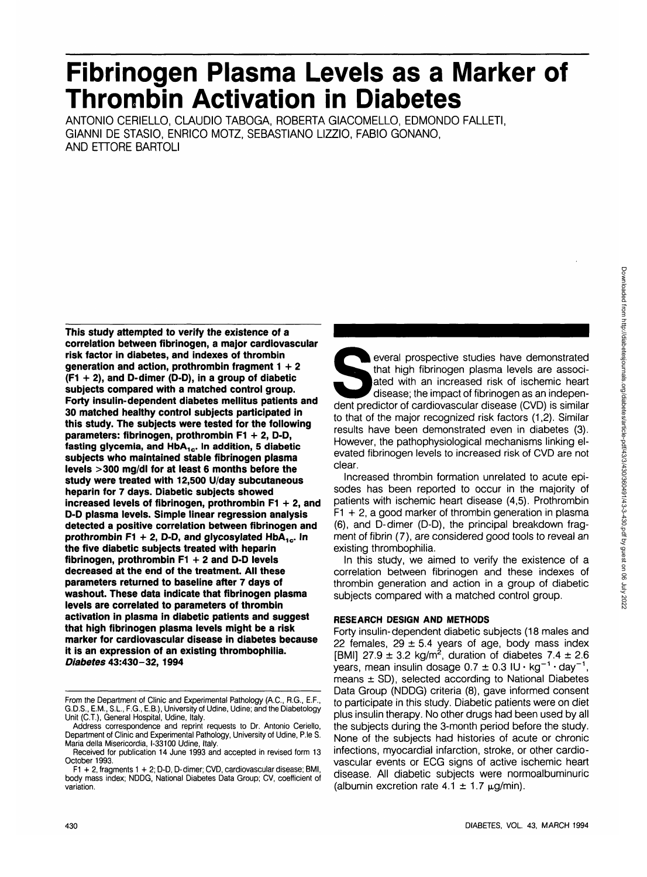# Fibrinogen Plasma Levels as a Marker of Thrombin Activation in Diabetes

ANTONIO CERIELLO, CLAUDIO TABOGA, ROBERTA GIACOMELLO, EDMONDO FALLETI, GIANNI DE STASIO, ENRICO MOTZ, SEBASTIANO LIZZIO, FABIO GONANO, AND ETTORE BARTOLI

**This study attempted to verify the existence of a correlation between fibrinogen, a major cardiovascular risk factor in diabetes, and indexes of thrombin generation and action, prothrombin fragment 1 + 2 (F1 + 2), and D-dimer (D-D), in a group of diabetic subjects compared with a matched control group. Forty insulin-dependent diabetes mellitus patients and 30 matched healthy control subjects participated in this study. The subjects were tested for the following parameters: fibrinogen, prothrombin F1 + 2, D-D, fasting glycemia, and $HbA_{1c}$. In addition, 5 diabetic subjects who maintained stable fibrinogen plasma levels >300 mg/dl for at least 6 months before the study were treated with 12,500 U/day subcutaneous heparin for 7 days. Diabetic subjects showed increased levels of fibrinogen, prothrombin F1 + 2, and D-D plasma levels. Simple linear regression analysis detected a positive correlation between fibrinogen and prothrombin F1 + 2, D-D, and glycosylated $HbA_{1c}$. In the five diabetic subjects treated with heparin fibrinogen, prothrombin F1 + 2 and D-D levels decreased at the end of the treatment. All these parameters returned to baseline after 7 days of washout. These data indicate that fibrinogen plasma levels are correlated to parameters of thrombin activation in plasma in diabetic patients and suggest that high fibrinogen plasma levels might be a risk marker for cardiovascular disease in diabetes because it is an expression of an existing thrombophilia.** ***Diabetes* 43:430–32, 1994**

From the Department of Clinic and Experimental Pathology (A.C., R.G., E.F., G.D.S., E.M., S.L., F.G., E.B.), University of Udine, Udine; and the Diabetology Unit (C.T.), General Hospital, Udine, Italy.

Address correspondence and reprint requests to Dr. Antonio Ceriello, Department of Clinic and Experimental Pathology, University of Udine, P.le S. Maria della Misericordia, I-33100 Udine, Italy.

Received for publication 14 June 1993 and accepted in revised form 13 October 1993.

F1 + 2, fragments 1 + 2; D-D, D-dimer; CVD, cardiovascular disease; BMI, body mass index; NDDG, National Diabetes Data Group; CV, coefficient of variation.

Several prospective studies have demonstrated that high fibrinogen plasma levels are associated with an increased risk of ischemic heart disease; the impact of fibrinogen as an independent predictor of cardiovascular disease (CVD) is similar to that of the major recognized risk factors (1,2). Similar results have been demonstrated even in diabetes (3). However, the pathophysiological mechanisms linking elevated fibrinogen levels to increased risk of CVD are not clear.

Increased thrombin formation unrelated to acute episodes has been reported to occur in the majority of patients with ischemic heart disease (4,5). Prothrombin F1 + 2, a good marker of thrombin generation in plasma (6), and D-dimer (D-D), the principal breakdown fragment of fibrin (7), are considered good tools to reveal an existing thrombophilia.

In this study, we aimed to verify the existence of a correlation between fibrinogen and these indexes of thrombin generation and action in a group of diabetic subjects compared with a matched control group.

## RESEARCH DESIGN AND METHODS

Forty insulin-dependent diabetic subjects (18 males and 22 females, 29 ± 5.4 years of age, body mass index [BMI] 27.9 ± 3.2 kg/m², duration of diabetes 7.4 ± 2.6 years, mean insulin dosage 0.7 ± 0.3 IU · kg$^{-1}$ · day$^{-1}$, means ± SD), selected according to National Diabetes Data Group (NDDG) criteria (8), gave informed consent to participate in this study. Diabetic patients were on diet plus insulin therapy. No other drugs had been used by all the subjects during the 3-month period before the study. None of the subjects had histories of acute or chronic infections, myocardial infarction, stroke, or other cardiovascular events or ECG signs of active ischemic heart disease. All diabetic subjects were normoalbuminuric (albumin excretion rate 4.1 ± 1.7 μg/min).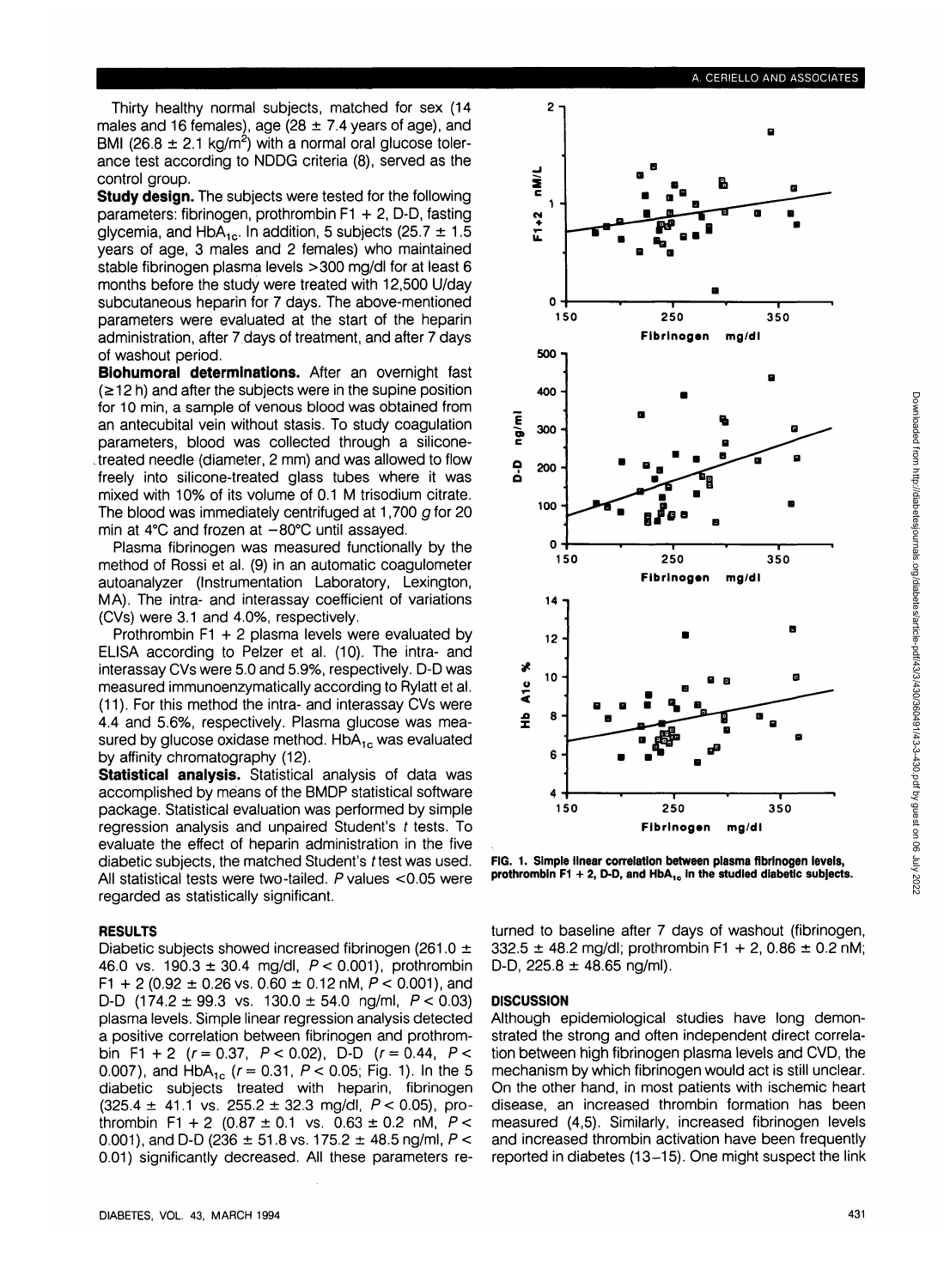Thirty healthy normal subjects, matched for sex (14 males and 16 females), age (28 ± 7.4 years of age), and BMI (26.8 ± 2.1 kg/m$^2$) with a normal oral glucose tolerance test according to NDDG criteria (8), served as the control group.

**Study design.** The subjects were tested for the following parameters: fibrinogen, prothrombin F1 + 2, D-D, fasting glycemia, and $HbA_{1c}$. In addition, 5 subjects (25.7 ± 1.5 years of age, 3 males and 2 females) who maintained stable fibrinogen plasma levels >300 mg/dl for at least 6 months before the study were treated with 12,500 U/day subcutaneous heparin for 7 days. The above-mentioned parameters were evaluated at the start of the heparin administration, after 7 days of treatment, and after 7 days of washout period.

**Biohumoral determinations.** After an overnight fast (≥12 h) and after the subjects were in the supine position for 10 min, a sample of venous blood was obtained from an antecubital vein without stasis. To study coagulation parameters, blood was collected through a silicone-treated needle (diameter, 2 mm) and was allowed to flow freely into silicone-treated glass tubes where it was mixed with 10% of its volume of 0.1 M trisodium citrate. The blood was immediately centrifuged at 1,700 *g* for 20 min at 4°C and frozen at −80°C until assayed.

Plasma fibrinogen was measured functionally by the method of Rossi et al. (9) in an automatic coagulometer autoanalyzer (Instrumentation Laboratory, Lexington, MA). The intra- and interassay coefficient of variations (CVs) were 3.1 and 4.0%, respectively.

Prothrombin F1 + 2 plasma levels were evaluated by ELISA according to Pelzer et al. (10). The intra- and interassay CVs were 5.0 and 5.9%, respectively. D-D was measured immunoenzymatically according to Rylatt et al. (11). For this method the intra- and interassay CVs were 4.4 and 5.6%, respectively. Plasma glucose was measured by glucose oxidase method. $HbA_{1c}$ was evaluated by affinity chromatography (12).

**Statistical analysis.** Statistical analysis of data was accomplished by means of the BMDP statistical software package. Statistical evaluation was performed by simple regression analysis and unpaired Student's *t* tests. To evaluate the effect of heparin administration in the five diabetic subjects, the matched Student's *t* test was used. All statistical tests were two-tailed. *P* values <0.05 were regarded as statistically significant.

**FIG. 1. Simple linear correlation between plasma fibrinogen levels, prothrombin F1 + 2, D-D, and $HbA_{1c}$ in the studied diabetic subjects.**

## RESULTS

Diabetic subjects showed increased fibrinogen (261.0 ± 46.0 vs. 190.3 ± 30.4 mg/dl, $P < 0.001$), prothrombin F1 + 2 (0.92 ± 0.26 vs. 0.60 ± 0.12 nM, $P < 0.001$), and D-D (174.2 ± 99.3 vs. 130.0 ± 54.0 ng/ml, $P < 0.03$) plasma levels. Simple linear regression analysis detected a positive correlation between fibrinogen and prothrombin F1 + 2 ($r = 0.37$, $P < 0.02$), D-D ($r = 0.44$, $P < 0.007$), and $HbA_{1c}$ ($r = 0.31$, $P < 0.05$; Fig. 1). In the 5 diabetic subjects treated with heparin, fibrinogen (325.4 ± 41.1 vs. 255.2 ± 32.3 mg/dl, $P < 0.05$), prothrombin F1 + 2 (0.87 ± 0.1 vs. 0.63 ± 0.2 nM, $P < 0.001$), and D-D (236 ± 51.8 vs. 175.2 ± 48.5 ng/ml, $P < 0.01$) significantly decreased. All these parameters returned to baseline after 7 days of washout (fibrinogen, 332.5 ± 48.2 mg/dl; prothrombin F1 + 2, 0.86 ± 0.2 nM; D-D, 225.8 ± 48.65 ng/ml).

## DISCUSSION

Although epidemiological studies have long demonstrated the strong and often independent direct correlation between high fibrinogen plasma levels and CVD, the mechanism by which fibrinogen would act is still unclear. On the other hand, in most patients with ischemic heart disease, an increased thrombin formation has been measured (4,5). Similarly, increased fibrinogen levels and increased thrombin activation have been frequently reported in diabetes (13–15). One might suspect the link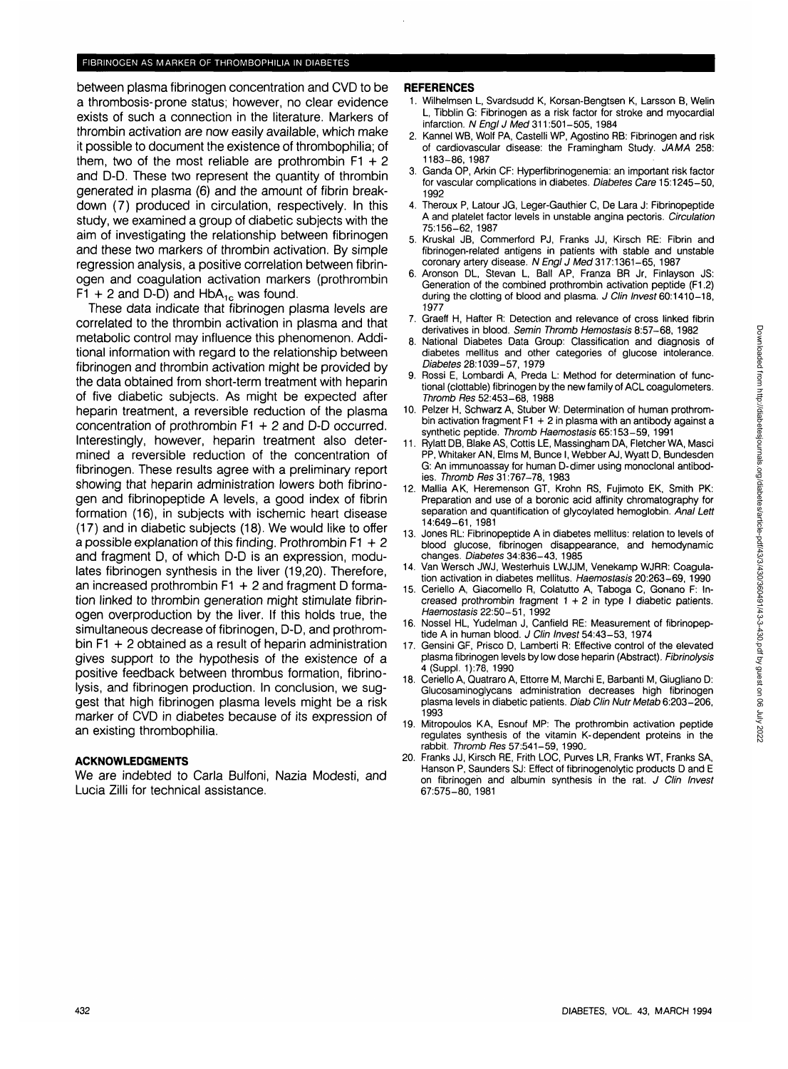between plasma fibrinogen concentration and CVD to be a thrombosis-prone status; however, no clear evidence exists of such a connection in the literature. Markers of thrombin activation are now easily available, which make it possible to document the existence of thrombophilia; of them, two of the most reliable are prothrombin F1 + 2 and D-D. These two represent the quantity of thrombin generated in plasma (6) and the amount of fibrin breakdown (7) produced in circulation, respectively. In this study, we examined a group of diabetic subjects with the aim of investigating the relationship between fibrinogen and these two markers of thrombin activation. By simple regression analysis, a positive correlation between fibrinogen and coagulation activation markers (prothrombin F1 + 2 and D-D) and $HbA_{1c}$ was found.

These data indicate that fibrinogen plasma levels are correlated to the thrombin activation in plasma and that metabolic control may influence this phenomenon. Additional information with regard to the relationship between fibrinogen and thrombin activation might be provided by the data obtained from short-term treatment with heparin of five diabetic subjects. As might be expected after heparin treatment, a reversible reduction of the plasma concentration of prothrombin F1 + 2 and D-D occurred. Interestingly, however, heparin treatment also determined a reversible reduction of the concentration of fibrinogen. These results agree with a preliminary report showing that heparin administration lowers both fibrinogen and fibrinopeptide A levels, a good index of fibrin formation (16), in subjects with ischemic heart disease (17) and in diabetic subjects (18). We would like to offer a possible explanation of this finding. Prothrombin F1 + 2 and fragment D, of which D-D is an expression, modulates fibrinogen synthesis in the liver (19,20). Therefore, an increased prothrombin F1 + 2 and fragment D formation linked to thrombin generation might stimulate fibrinogen overproduction by the liver. If this holds true, the simultaneous decrease of fibrinogen, D-D, and prothrombin F1 + 2 obtained as a result of heparin administration gives support to the hypothesis of the existence of a positive feedback between thrombus formation, fibrinolysis, and fibrinogen production. In conclusion, we suggest that high fibrinogen plasma levels might be a risk marker of CVD in diabetes because of its expression of an existing thrombophilia.

## ACKNOWLEDGMENTS

We are indebted to Carla Bulfoni, Nazia Modesti, and Lucia Zilli for technical assistance.

## REFERENCES

1. Wilhelmsen L, Svardsudd K, Korsan-Bengtsen K, Larsson B, Welin L, Tibblin G: Fibrinogen as a risk factor for stroke and myocardial infarction. *N Engl J Med* 311:501–505, 1984
2. Kannel WB, Wolf PA, Castelli WP, Agostino RB: Fibrinogen and risk of cardiovascular disease: the Framingham Study. *JAMA* 258: 1183–86, 1987
3. Ganda OP, Arkin CF: Hyperfibrinogenemia: an important risk factor for vascular complications in diabetes. *Diabetes Care* 15:1245–50, 1992
4. Theroux P, Latour JG, Leger-Gauthier C, De Lara J: Fibrinopeptide A and platelet factor levels in unstable angina pectoris. *Circulation* 75:156–62, 1987
5. Kruskal JB, Commerford PJ, Franks JJ, Kirsch RE: Fibrin and fibrinogen-related antigens in patients with stable and unstable coronary artery disease. *N Engl J Med* 317:1361–65, 1987
6. Aronson DL, Stevan L, Ball AP, Franza BR Jr, Finlayson JS: Generation of the combined prothrombin activation peptide (F1.2) during the clotting of blood and plasma. *J Clin Invest* 60:1410–18, 1977
7. Graeff H, Hafter R: Detection and relevance of cross linked fibrin derivatives in blood. *Semin Thromb Hemostasis* 8:57–68, 1982
8. National Diabetes Data Group: Classification and diagnosis of diabetes mellitus and other categories of glucose intolerance. *Diabetes* 28:1039–57, 1979
9. Rossi E, Lombardi A, Preda L: Method for determination of functional (clottable) fibrinogen by the new family of ACL coagulometers. *Thromb Res* 52:453–68, 1988
10. Pelzer H, Schwarz A, Stuber W: Determination of human prothrombin activation fragment F1 + 2 in plasma with an antibody against a synthetic peptide. *Thromb Haemostasis* 65:153–59, 1991
11. Rylatt DB, Blake AS, Cottis LE, Massingham DA, Fletcher WA, Masci PP, Whitaker AN, Elms M, Bunce I, Webber AJ, Wyatt D, Bundesden G: An immunoassay for human D-dimer using monoclonal antibodies. *Thromb Res* 31:767–78, 1983
12. Mallia AK, Heremenson GT, Krohn RS, Fujimoto EK, Smith PK: Preparation and use of a boronic acid affinity chromatography for separation and quantification of glycoylated hemoglobin. *Anal Lett* 14:649–61, 1981
13. Jones RL: Fibrinopeptide A in diabetes mellitus: relation to levels of blood glucose, fibrinogen disappearance, and hemodynamic changes. *Diabetes* 34:836–43, 1985
14. Van Wersch JWJ, Westerhuis LWJJM, Venekamp WJRR: Coagulation activation in diabetes mellitus. *Haemostasis* 20:263–69, 1990
15. Ceriello A, Giacomello R, Colatutto A, Taboga C, Gonano F: Increased prothrombin fragment 1 + 2 in type I diabetic patients. *Haemostasis* 22:50–51, 1992
16. Nossel HL, Yudelman J, Canfield RE: Measurement of fibrinopeptide A in human blood. *J Clin Invest* 54:43–53, 1974
17. Gensini GF, Prisco D, Lamberti R: Effective control of the elevated plasma fibrinogen levels by low dose heparin (Abstract). *Fibrinolysis* 4 (Suppl. 1):78, 1990
18. Ceriello A, Quatraro A, Ettorre M, Marchi E, Barbanti M, Giugliano D: Glucosaminoglycans administration decreases high fibrinogen plasma levels in diabetic patients. *Diab Clin Nutr Metab* 6:203–206, 1993
19. Mitropoulos KA, Esnouf MP: The prothrombin activation peptide regulates synthesis of the vitamin K-dependent proteins in the rabbit. *Thromb Res* 57:541–59, 1990.
20. Franks JJ, Kirsch RE, Frith LOC, Purves LR, Franks WT, Franks SA, Hanson P, Saunders SJ: Effect of fibrinogenolytic products D and E on fibrinogen and albumin synthesis in the rat. *J Clin Invest* 67:575–80, 1981